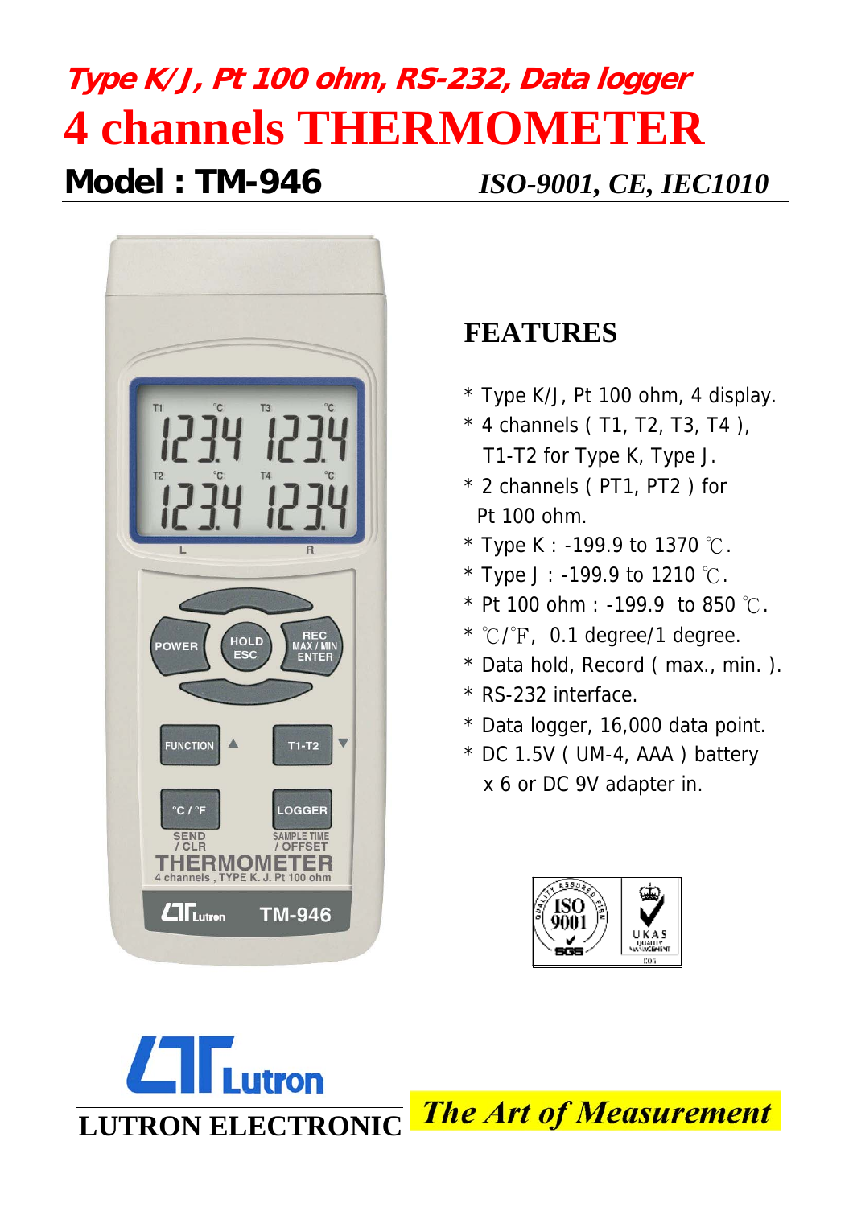***Type K/J, Pt 100 ohm, RS-232, Data logger***

# 4 channels THERMOMETER

## Model : TM-946

*ISO-9001, CE, IEC1010*

## FEATURES

* Type K/J, Pt 100 ohm, 4 display.
* 4 channels ( T1, T2, T3, T4 ), T1-T2 for Type K, Type J.
* 2 channels ( PT1, PT2 ) for Pt 100 ohm.
* Type K : -199.9 to 1370 ℃.
* Type J : -199.9 to 1210 ℃.
* Pt 100 ohm : -199.9 to 850 ℃.
* ℃/℉, 0.1 degree/1 degree.
* Data hold, Record ( max., min. ).
* RS-232 interface.
* Data logger, 16,000 data point.
* DC 1.5V ( UM-4, AAA ) battery x 6 or DC 9V adapter in.

**LUTRON ELECTRONIC**

***The Art of Measurement***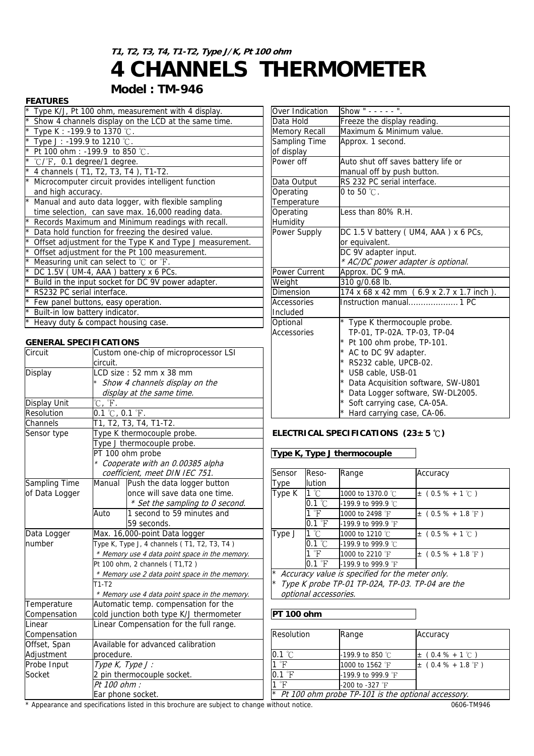*T1, T2, T3, T4, T1-T2, Type J/K, Pt 100 ohm*

# 4 CHANNELS THERMOMETER

## Model : TM-946

### FEATURES

| |
|---|
| * Type K/J, Pt 100 ohm, measurement with 4 display. |
| * Show 4 channels display on the LCD at the same time. |
| * Type K : -199.9 to 1370 ℃. |
| * Type J : -199.9 to 1210 ℃. |
| * Pt 100 ohm : -199.9 to 850 ℃. |
| * ℃/℉, 0.1 degree/1 degree. |
| * 4 channels ( T1, T2, T3, T4 ), T1-T2. |
| * Microcomputer circuit provides intelligent function and high accuracy. |
| * Manual and auto data logger, with flexible sampling time selection, can save max. 16,000 reading data. |
| * Records Maximum and Minimum readings with recall. |
| * Data hold function for freezing the desired value. |
| * Offset adjustment for the Type K and Type J measurement. |
| * Offset adjustment for the Pt 100 measurement. |
| * Measuring unit can select to ℃ or ℉. |
| * DC 1.5V ( UM-4, AAA ) battery x 6 PCs. |
| * Build in the input socket for DC 9V power adapter. |
| * RS232 PC serial interface. |
| * Few panel buttons, easy operation. |
| * Built-in low battery indicator. |
| * Heavy duty & compact housing case. |

### GENERAL SPECIFICATIONS

| | | |
|---|---|---|
| Circuit | Custom one-chip of microprocessor LSI circuit. | |
| Display | LCD size : 52 mm x 38 mm<br>* *Show 4 channels display on the display at the same time.* | |
| Display Unit | ℃, ℉. | |
| Resolution | 0.1 ℃, 0.1 ℉. | |
| Channels | T1, T2, T3, T4, T1-T2. | |
| Sensor type | Type K thermocouple probe.<br>Type J thermocouple probe.<br>PT 100 ohm probe<br>* *Cooperate with an 0.00385 alpha coefficient, meet DIN IEC 751.* | |
| Sampling Time of Data Logger | Manual | Push the data logger button once will save data one time.<br>* *Set the sampling to 0 second.* |
| | Auto | 1 second to 59 minutes and 59 seconds. |
| Data Logger number | Max. 16,000-point Data logger<br>Type K, Type J, 4 channels ( T1, T2, T3, T4 )<br>* *Memory use 4 data point space in the memory.*<br>Pt 100 ohm, 2 channels ( T1,T2 )<br>* *Memory use 2 data point space in the memory.*<br>T1-T2<br>* *Memory use 4 data point space in the memory.* | |
| Temperature Compensation | Automatic temp. compensation for the cold junction both type K/J thermometer | |
| Linear Compensation | Linear Compensation for the full range. | |
| Offset, Span Adjustment | Available for advanced calibration procedure. | |
| Probe Input Socket | *Type K, Type J :*<br>2 pin thermocouple socket.<br>*Pt 100 ohm :*<br>Ear phone socket. | |
| Over Indication | Show " - - - - - ". | |
| Data Hold | Freeze the display reading. | |
| Memory Recall | Maximum & Minimum value. | |
| Sampling Time of display | Approx. 1 second. | |
| Power off | Auto shut off saves battery life or manual off by push button. | |
| Data Output | RS 232 PC serial interface. | |
| Operating Temperature | 0 to 50 ℃. | |
| Operating Humidity | Less than 80% R.H. | |
| Power Supply | DC 1.5 V battery ( UM4, AAA ) x 6 PCs, or equivalent.<br>DC 9V adapter input.<br>* *AC/DC power adapter is optional.* | |
| Power Current | Approx. DC 9 mA. | |
| Weight | 310 g/0.68 lb. | |
| Dimension | 174 x 68 x 42 mm ( 6.9 x 2.7 x 1.7 inch ). | |
| Accessories Included | Instruction manual.................... 1 PC | |
| Optional Accessories | * Type K thermocouple probe. TP-01, TP-02A. TP-03, TP-04<br>* Pt 100 ohm probe, TP-101.<br>* AC to DC 9V adapter.<br>* RS232 cable, UPCB-02.<br>* USB cable, USB-01<br>* Data Acquisition software, SW-U801<br>* Data Logger software, SW-DL2005.<br>* Soft carrying case, CA-05A.<br>* Hard carrying case, CA-06. | |

### ELECTRICAL SPECIFICATIONS (23± 5 ℃)

**Type K, Type J thermocouple**

| Sensor Type | Resolution | Range | Accuracy |
|---|---|---|---|
| Type K | 1 ℃ | 1000 to 1370.0 ℃ | ± ( 0.5 % + 1 ℃ ) |
| | 0.1 ℃ | -199.9 to 999.9 ℃ | |
| | 1 ℉ | 1000 to 2498 ℉ | ± ( 0.5 % + 1.8 ℉ ) |
| | 0.1 ℉ | -199.9 to 999.9 ℉ | |
| Type J | 1 ℃ | 1000 to 1210 ℃ | ± ( 0.5 % + 1 ℃ ) |
| | 0.1 ℃ | -199.9 to 999.9 ℃ | |
| | 1 ℉ | 1000 to 2210 ℉ | ± ( 0.5 % + 1.8 ℉ ) |
| | 0.1 ℉ | -199.9 to 999.9 ℉ | |

* *Accuracy value is specified for the meter only.*
* *Type K probe TP-01 TP-02A, TP-03. TP-04 are the optional accessories.*

**PT 100 ohm**

| Resolution | Range | Accuracy |
|---|---|---|
| 0.1 ℃ | -199.9 to 850 ℃ | ± ( 0.4 % + 1 ℃ ) |
| 1 ℉ | 1000 to 1562 ℉ | ± ( 0.4 % + 1.8 ℉ ) |
| 0.1 ℉ | -199.9 to 999.9 ℉ | |
| 1 ℉ | -200 to -327 ℉ | |

* *Pt 100 ohm probe TP-101 is the optional accessory.*

* Appearance and specifications listed in this brochure are subject to change without notice. 0606-TM946